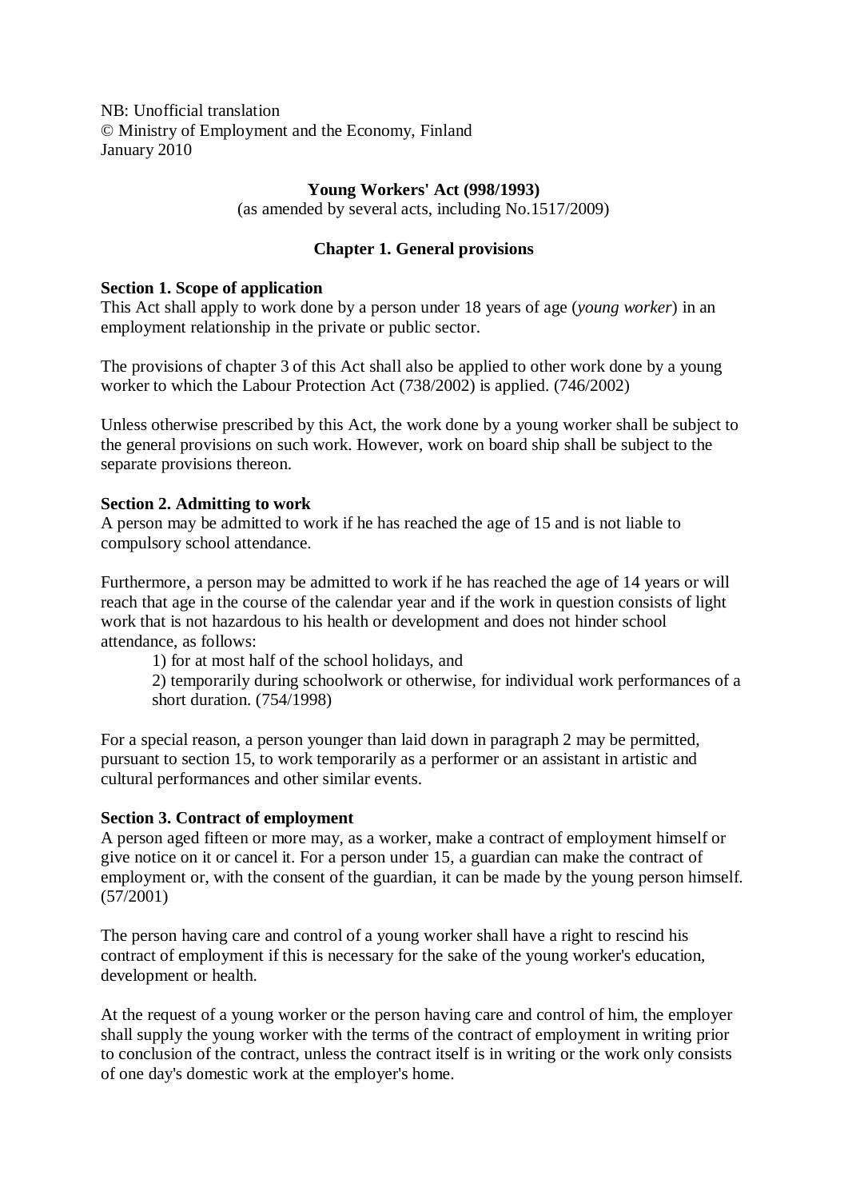NB: Unofficial translation
© Ministry of Employment and the Economy, Finland
January 2010

# Young Workers' Act (998/1993)

(as amended by several acts, including No.1517/2009)

## Chapter 1. General provisions

**Section 1. Scope of application**
This Act shall apply to work done by a person under 18 years of age (*young worker*) in an employment relationship in the private or public sector.

The provisions of chapter 3 of this Act shall also be applied to other work done by a young worker to which the Labour Protection Act (738/2002) is applied. (746/2002)

Unless otherwise prescribed by this Act, the work done by a young worker shall be subject to the general provisions on such work. However, work on board ship shall be subject to the separate provisions thereon.

**Section 2. Admitting to work**
A person may be admitted to work if he has reached the age of 15 and is not liable to compulsory school attendance.

Furthermore, a person may be admitted to work if he has reached the age of 14 years or will reach that age in the course of the calendar year and if the work in question consists of light work that is not hazardous to his health or development and does not hinder school attendance, as follows:

1) for at most half of the school holidays, and
2) temporarily during schoolwork or otherwise, for individual work performances of a short duration. (754/1998)

For a special reason, a person younger than laid down in paragraph 2 may be permitted, pursuant to section 15, to work temporarily as a performer or an assistant in artistic and cultural performances and other similar events.

**Section 3. Contract of employment**
A person aged fifteen or more may, as a worker, make a contract of employment himself or give notice on it or cancel it. For a person under 15, a guardian can make the contract of employment or, with the consent of the guardian, it can be made by the young person himself. (57/2001)

The person having care and control of a young worker shall have a right to rescind his contract of employment if this is necessary for the sake of the young worker's education, development or health.

At the request of a young worker or the person having care and control of him, the employer shall supply the young worker with the terms of the contract of employment in writing prior to conclusion of the contract, unless the contract itself is in writing or the work only consists of one day's domestic work at the employer's home.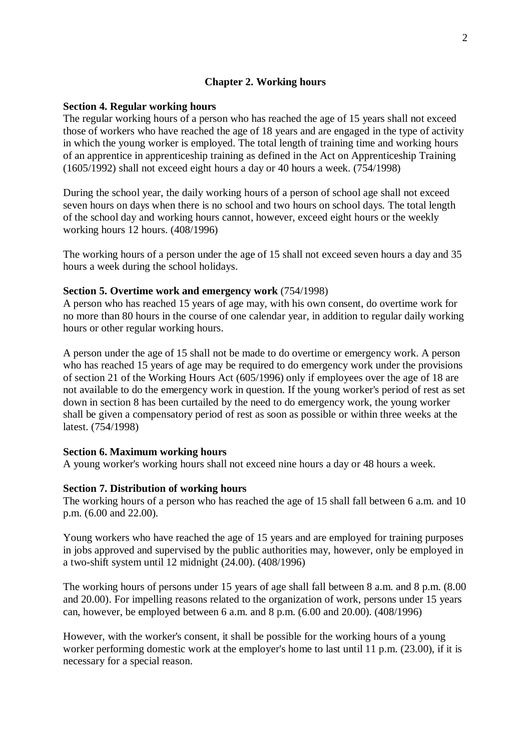## Chapter 2. Working hours

### Section 4. Regular working hours

The regular working hours of a person who has reached the age of 15 years shall not exceed those of workers who have reached the age of 18 years and are engaged in the type of activity in which the young worker is employed. The total length of training time and working hours of an apprentice in apprenticeship training as defined in the Act on Apprenticeship Training (1605/1992) shall not exceed eight hours a day or 40 hours a week. (754/1998)

During the school year, the daily working hours of a person of school age shall not exceed seven hours on days when there is no school and two hours on school days. The total length of the school day and working hours cannot, however, exceed eight hours or the weekly working hours 12 hours. (408/1996)

The working hours of a person under the age of 15 shall not exceed seven hours a day and 35 hours a week during the school holidays.

### Section 5. Overtime work and emergency work (754/1998)

A person who has reached 15 years of age may, with his own consent, do overtime work for no more than 80 hours in the course of one calendar year, in addition to regular daily working hours or other regular working hours.

A person under the age of 15 shall not be made to do overtime or emergency work. A person who has reached 15 years of age may be required to do emergency work under the provisions of section 21 of the Working Hours Act (605/1996) only if employees over the age of 18 are not available to do the emergency work in question. If the young worker's period of rest as set down in section 8 has been curtailed by the need to do emergency work, the young worker shall be given a compensatory period of rest as soon as possible or within three weeks at the latest. (754/1998)

### Section 6. Maximum working hours

A young worker's working hours shall not exceed nine hours a day or 48 hours a week.

### Section 7. Distribution of working hours

The working hours of a person who has reached the age of 15 shall fall between 6 a.m. and 10 p.m. (6.00 and 22.00).

Young workers who have reached the age of 15 years and are employed for training purposes in jobs approved and supervised by the public authorities may, however, only be employed in a two-shift system until 12 midnight (24.00). (408/1996)

The working hours of persons under 15 years of age shall fall between 8 a.m. and 8 p.m. (8.00 and 20.00). For impelling reasons related to the organization of work, persons under 15 years can, however, be employed between 6 a.m. and 8 p.m. (6.00 and 20.00). (408/1996)

However, with the worker's consent, it shall be possible for the working hours of a young worker performing domestic work at the employer's home to last until 11 p.m. (23.00), if it is necessary for a special reason.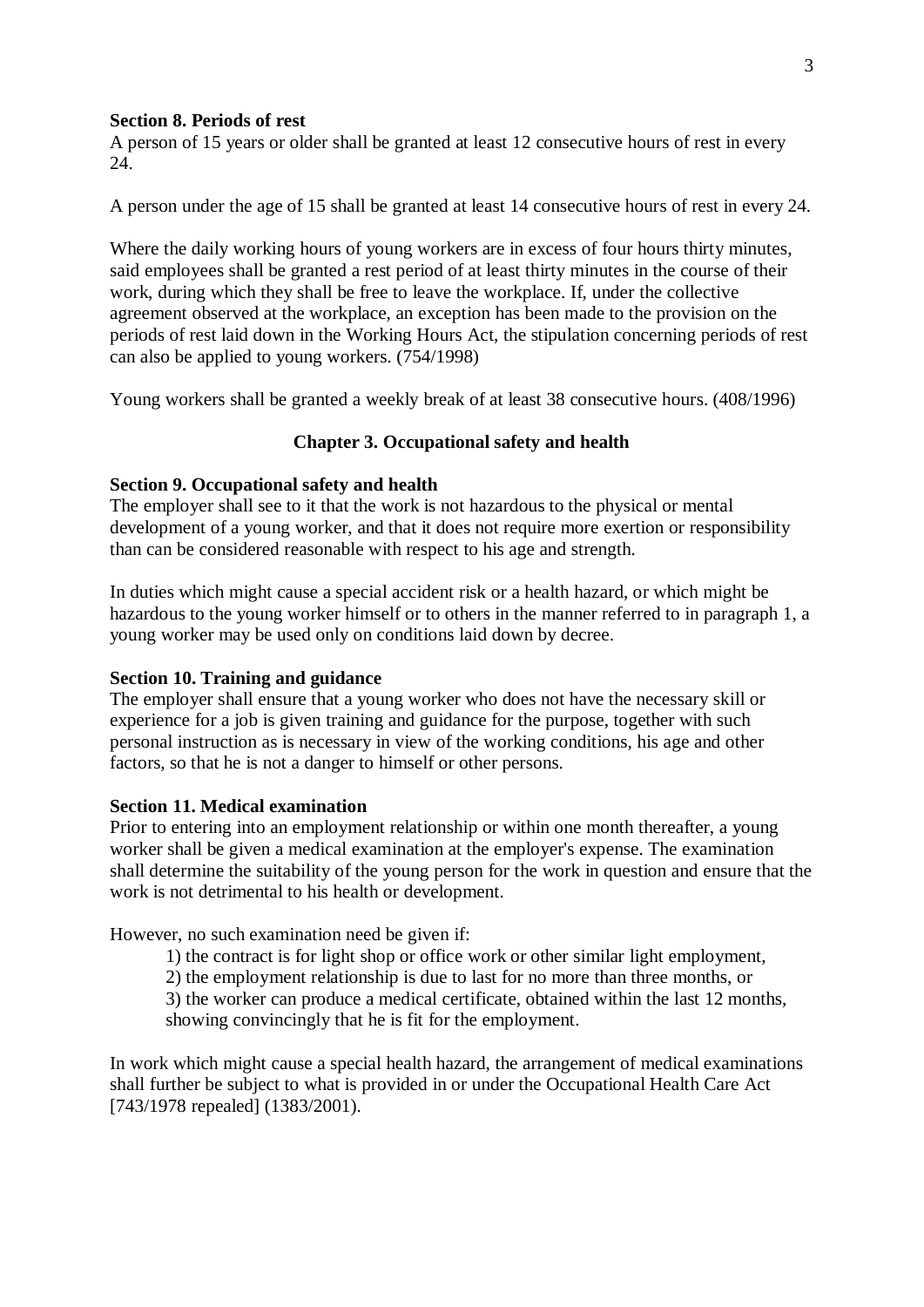**Section 8. Periods of rest**

A person of 15 years or older shall be granted at least 12 consecutive hours of rest in every 24.

A person under the age of 15 shall be granted at least 14 consecutive hours of rest in every 24.

Where the daily working hours of young workers are in excess of four hours thirty minutes, said employees shall be granted a rest period of at least thirty minutes in the course of their work, during which they shall be free to leave the workplace. If, under the collective agreement observed at the workplace, an exception has been made to the provision on the periods of rest laid down in the Working Hours Act, the stipulation concerning periods of rest can also be applied to young workers. (754/1998)

Young workers shall be granted a weekly break of at least 38 consecutive hours. (408/1996)

## Chapter 3. Occupational safety and health

**Section 9. Occupational safety and health**

The employer shall see to it that the work is not hazardous to the physical or mental development of a young worker, and that it does not require more exertion or responsibility than can be considered reasonable with respect to his age and strength.

In duties which might cause a special accident risk or a health hazard, or which might be hazardous to the young worker himself or to others in the manner referred to in paragraph 1, a young worker may be used only on conditions laid down by decree.

**Section 10. Training and guidance**

The employer shall ensure that a young worker who does not have the necessary skill or experience for a job is given training and guidance for the purpose, together with such personal instruction as is necessary in view of the working conditions, his age and other factors, so that he is not a danger to himself or other persons.

**Section 11. Medical examination**

Prior to entering into an employment relationship or within one month thereafter, a young worker shall be given a medical examination at the employer's expense. The examination shall determine the suitability of the young person for the work in question and ensure that the work is not detrimental to his health or development.

However, no such examination need be given if:

1) the contract is for light shop or office work or other similar light employment,
2) the employment relationship is due to last for no more than three months, or
3) the worker can produce a medical certificate, obtained within the last 12 months, showing convincingly that he is fit for the employment.

In work which might cause a special health hazard, the arrangement of medical examinations shall further be subject to what is provided in or under the Occupational Health Care Act [743/1978 repealed] (1383/2001).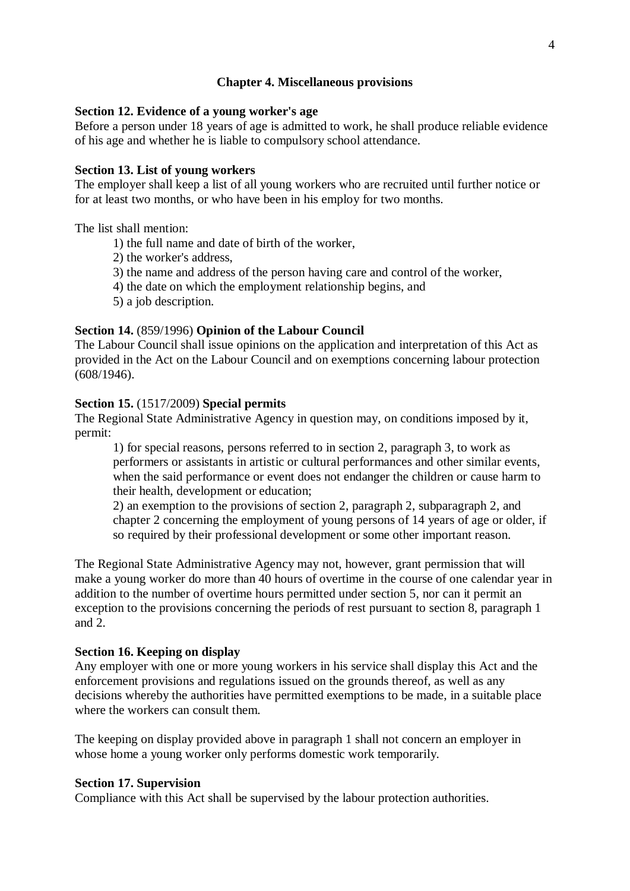## Chapter 4. Miscellaneous provisions

**Section 12. Evidence of a young worker's age**
Before a person under 18 years of age is admitted to work, he shall produce reliable evidence of his age and whether he is liable to compulsory school attendance.

**Section 13. List of young workers**
The employer shall keep a list of all young workers who are recruited until further notice or for at least two months, or who have been in his employ for two months.

The list shall mention:

1) the full name and date of birth of the worker,
2) the worker's address,
3) the name and address of the person having care and control of the worker,
4) the date on which the employment relationship begins, and
5) a job description.

**Section 14.** (859/1996) **Opinion of the Labour Council**
The Labour Council shall issue opinions on the application and interpretation of this Act as provided in the Act on the Labour Council and on exemptions concerning labour protection (608/1946).

**Section 15.** (1517/2009) **Special permits**
The Regional State Administrative Agency in question may, on conditions imposed by it, permit:

1) for special reasons, persons referred to in section 2, paragraph 3, to work as performers or assistants in artistic or cultural performances and other similar events, when the said performance or event does not endanger the children or cause harm to their health, development or education;
2) an exemption to the provisions of section 2, paragraph 2, subparagraph 2, and chapter 2 concerning the employment of young persons of 14 years of age or older, if so required by their professional development or some other important reason.

The Regional State Administrative Agency may not, however, grant permission that will make a young worker do more than 40 hours of overtime in the course of one calendar year in addition to the number of overtime hours permitted under section 5, nor can it permit an exception to the provisions concerning the periods of rest pursuant to section 8, paragraph 1 and 2.

**Section 16. Keeping on display**
Any employer with one or more young workers in his service shall display this Act and the enforcement provisions and regulations issued on the grounds thereof, as well as any decisions whereby the authorities have permitted exemptions to be made, in a suitable place where the workers can consult them.

The keeping on display provided above in paragraph 1 shall not concern an employer in whose home a young worker only performs domestic work temporarily.

**Section 17. Supervision**
Compliance with this Act shall be supervised by the labour protection authorities.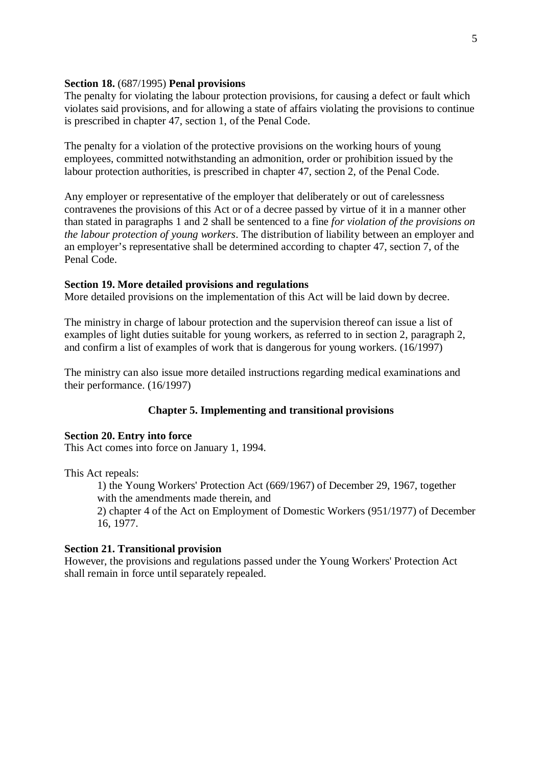**Section 18.** (687/1995) **Penal provisions**

The penalty for violating the labour protection provisions, for causing a defect or fault which violates said provisions, and for allowing a state of affairs violating the provisions to continue is prescribed in chapter 47, section 1, of the Penal Code.

The penalty for a violation of the protective provisions on the working hours of young employees, committed notwithstanding an admonition, order or prohibition issued by the labour protection authorities, is prescribed in chapter 47, section 2, of the Penal Code.

Any employer or representative of the employer that deliberately or out of carelessness contravenes the provisions of this Act or of a decree passed by virtue of it in a manner other than stated in paragraphs 1 and 2 shall be sentenced to a fine *for violation of the provisions on the labour protection of young workers*. The distribution of liability between an employer and an employer's representative shall be determined according to chapter 47, section 7, of the Penal Code.

**Section 19. More detailed provisions and regulations**

More detailed provisions on the implementation of this Act will be laid down by decree.

The ministry in charge of labour protection and the supervision thereof can issue a list of examples of light duties suitable for young workers, as referred to in section 2, paragraph 2, and confirm a list of examples of work that is dangerous for young workers. (16/1997)

The ministry can also issue more detailed instructions regarding medical examinations and their performance. (16/1997)

## Chapter 5. Implementing and transitional provisions

**Section 20. Entry into force**

This Act comes into force on January 1, 1994.

This Act repeals:

1) the Young Workers' Protection Act (669/1967) of December 29, 1967, together with the amendments made therein, and
2) chapter 4 of the Act on Employment of Domestic Workers (951/1977) of December 16, 1977.

**Section 21. Transitional provision**

However, the provisions and regulations passed under the Young Workers' Protection Act shall remain in force until separately repealed.